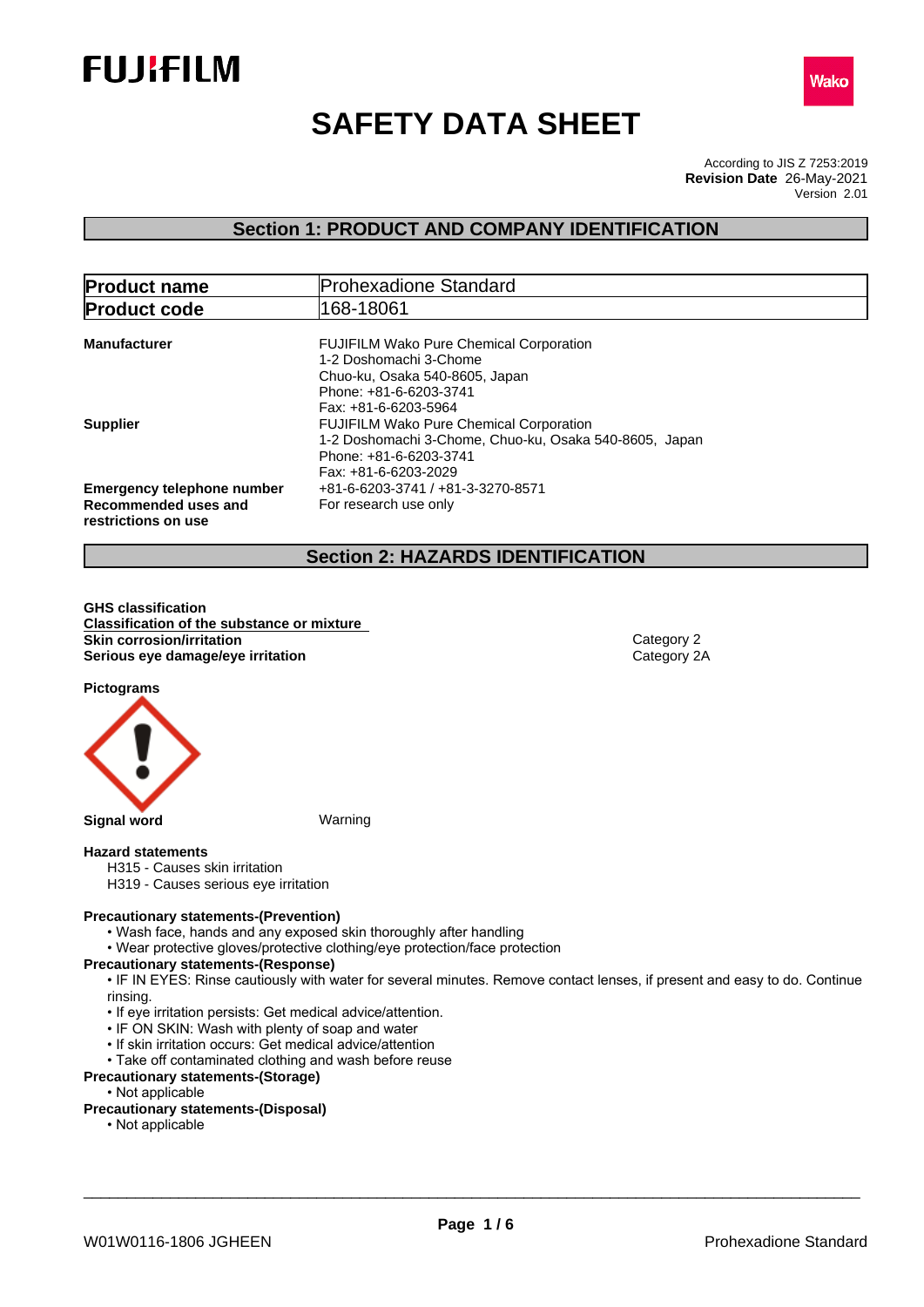FUJIFILM

Wako

# SAFETY DATA SHEET

According to JIS Z 7253:2019
**Revision Date** 26-May-2021
Version 2.01

## Section 1: PRODUCT AND COMPANY IDENTIFICATION

| | |
|---|---|
| **Product name** | Prohexadione Standard |
| **Product code** | 168-18061 |

**Manufacturer**
FUJIFILM Wako Pure Chemical Corporation
1-2 Doshomachi 3-Chome
Chuo-ku, Osaka 540-8605, Japan
Phone: +81-6-6203-3741
Fax: +81-6-6203-5964

**Supplier**
FUJIFILM Wako Pure Chemical Corporation
1-2 Doshomachi 3-Chome, Chuo-ku, Osaka 540-8605, Japan
Phone: +81-6-6203-3741
Fax: +81-6-6203-2029

**Emergency telephone number** +81-6-6203-3741 / +81-3-3270-8571

**Recommended uses and restrictions on use** For research use only

## Section 2: HAZARDS IDENTIFICATION

**GHS classification**

**Classification of the substance or mixture**

| | |
|---|---|
| **Skin corrosion/irritation** | Category 2 |
| **Serious eye damage/eye irritation** | Category 2A |

**Pictograms**

**Signal word** Warning

**Hazard statements**

H315 - Causes skin irritation
H319 - Causes serious eye irritation

**Precautionary statements-(Prevention)**

- Wash face, hands and any exposed skin thoroughly after handling
- Wear protective gloves/protective clothing/eye protection/face protection

**Precautionary statements-(Response)**

- IF IN EYES: Rinse cautiously with water for several minutes. Remove contact lenses, if present and easy to do. Continue rinsing.
- If eye irritation persists: Get medical advice/attention.
- IF ON SKIN: Wash with plenty of soap and water
- If skin irritation occurs: Get medical advice/attention
- Take off contaminated clothing and wash before reuse

**Precautionary statements-(Storage)**

- Not applicable

**Precautionary statements-(Disposal)**

- Not applicable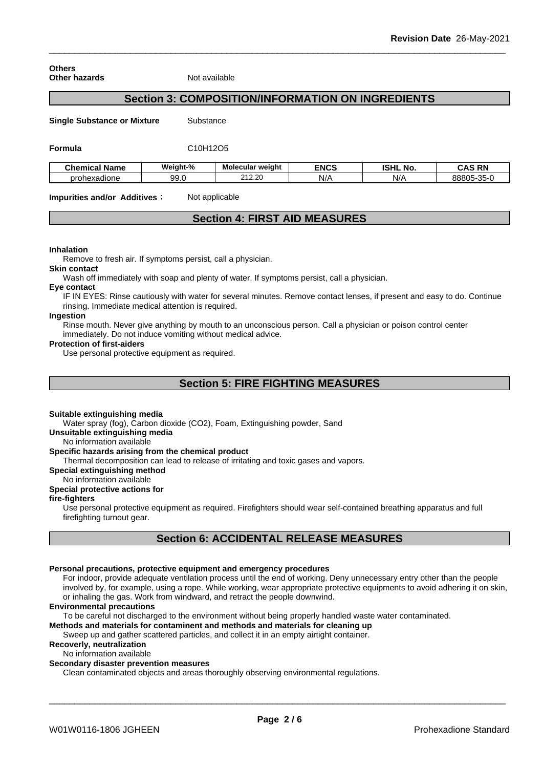**Others**

**Other hazards** Not available

## Section 3: COMPOSITION/INFORMATION ON INGREDIENTS

**Single Substance or Mixture** Substance

**Formula** $C_{10}H_{12}O_5$

| Chemical Name | Weight-% | Molecular weight | ENCS | ISHL No. | CAS RN |
|---|---|---|---|---|---|
| prohexadione | 99.0 | 212.20 | N/A | N/A | 88805-35-0 |

**Impurities and/or Additives：** Not applicable

## Section 4: FIRST AID MEASURES

**Inhalation**

Remove to fresh air. If symptoms persist, call a physician.

**Skin contact**

Wash off immediately with soap and plenty of water. If symptoms persist, call a physician.

**Eye contact**

IF IN EYES: Rinse cautiously with water for several minutes. Remove contact lenses, if present and easy to do. Continue rinsing. Immediate medical attention is required.

**Ingestion**

Rinse mouth. Never give anything by mouth to an unconscious person. Call a physician or poison control center immediately. Do not induce vomiting without medical advice.

**Protection of first-aiders**

Use personal protective equipment as required.

## Section 5: FIRE FIGHTING MEASURES

**Suitable extinguishing media**

Water spray (fog), Carbon dioxide ($CO_2$), Foam, Extinguishing powder, Sand

**Unsuitable extinguishing media**

No information available

**Specific hazards arising from the chemical product**

Thermal decomposition can lead to release of irritating and toxic gases and vapors.

**Special extinguishing method**

No information available

**Special protective actions for fire-fighters**

Use personal protective equipment as required. Firefighters should wear self-contained breathing apparatus and full firefighting turnout gear.

## Section 6: ACCIDENTAL RELEASE MEASURES

**Personal precautions, protective equipment and emergency procedures**

For indoor, provide adequate ventilation process until the end of working. Deny unnecessary entry other than the people involved by, for example, using a rope. While working, wear appropriate protective equipments to avoid adhering it on skin, or inhaling the gas. Work from windward, and retract the people downwind.

**Environmental precautions**

To be careful not discharged to the environment without being properly handled waste water contaminated.

**Methods and materials for contaminent and methods and materials for cleaning up**

Sweep up and gather scattered particles, and collect it in an empty airtight container.

**Recoverly, neutralization**

No information available

**Secondary disaster prevention measures**

Clean contaminated objects and areas thoroughly observing environmental regulations.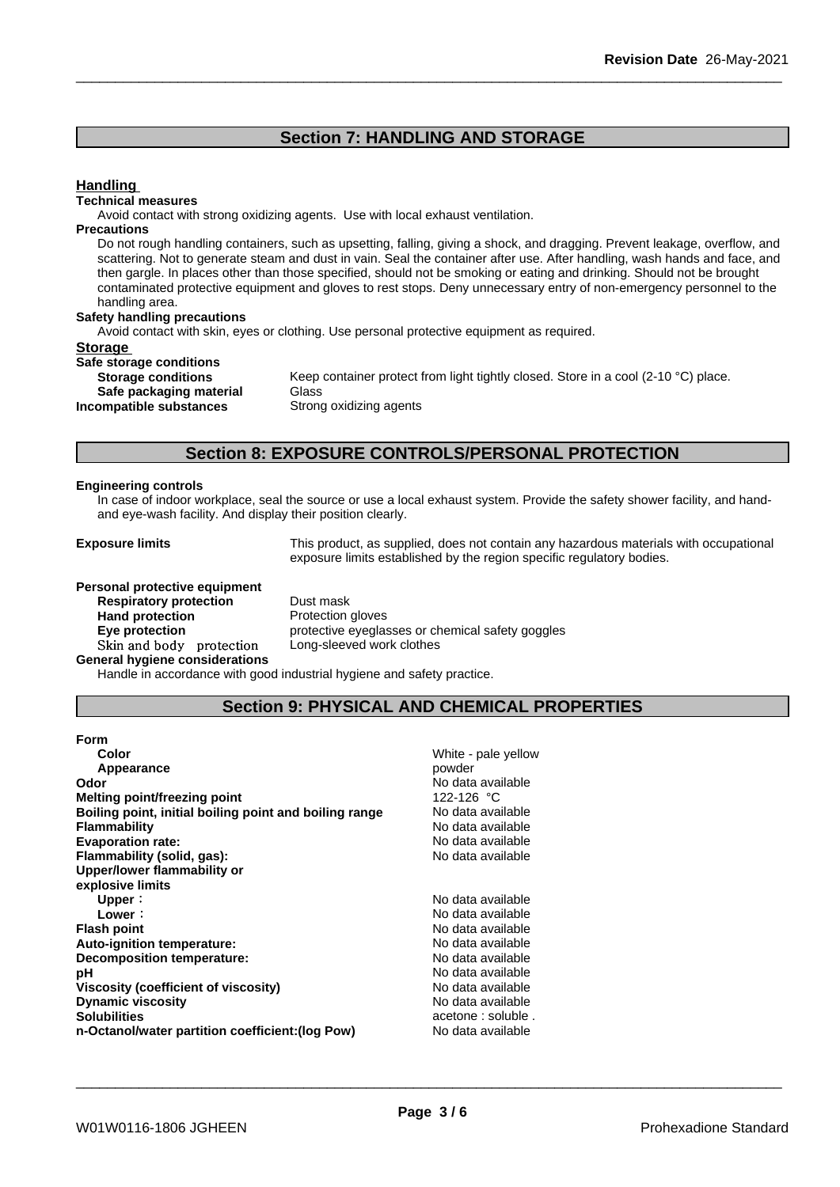## Section 7: HANDLING AND STORAGE

**Handling**

**Technical measures**

Avoid contact with strong oxidizing agents. Use with local exhaust ventilation.

**Precautions**

Do not rough handling containers, such as upsetting, falling, giving a shock, and dragging. Prevent leakage, overflow, and scattering. Not to generate steam and dust in vain. Seal the container after use. After handling, wash hands and face, and then gargle. In places other than those specified, should not be smoking or eating and drinking. Should not be brought contaminated protective equipment and gloves to rest stops. Deny unnecessary entry of non-emergency personnel to the handling area.

**Safety handling precautions**

Avoid contact with skin, eyes or clothing. Use personal protective equipment as required.

**Storage**

**Safe storage conditions**

| | |
|---|---|
| **Storage conditions** | Keep container protect from light tightly closed. Store in a cool (2-10 °C) place. |
| **Safe packaging material** | Glass |
| **Incompatible substances** | Strong oxidizing agents |

## Section 8: EXPOSURE CONTROLS/PERSONAL PROTECTION

**Engineering controls**

In case of indoor workplace, seal the source or use a local exhaust system. Provide the safety shower facility, and hand- and eye-wash facility. And display their position clearly.

**Exposure limits** This product, as supplied, does not contain any hazardous materials with occupational exposure limits established by the region specific regulatory bodies.

**Personal protective equipment**

| | |
|---|---|
| **Respiratory protection** | Dust mask |
| **Hand protection** | Protection gloves |
| **Eye protection** | protective eyeglasses or chemical safety goggles |
| Skin and body protection | Long-sleeved work clothes |

**General hygiene considerations**

Handle in accordance with good industrial hygiene and safety practice.

## Section 9: PHYSICAL AND CHEMICAL PROPERTIES

| | |
|---|---|
| **Form** | |
| **Color** | White - pale yellow |
| **Appearance** | powder |
| **Odor** | No data available |
| **Melting point/freezing point** | 122-126 °C |
| **Boiling point, initial boiling point and boiling range** | No data available |
| **Flammability** | No data available |
| **Evaporation rate:** | No data available |
| **Flammability (solid, gas):** | No data available |
| **Upper/lower flammability or explosive limits** | |
| **Upper**： | No data available |
| **Lower**： | No data available |
| **Flash point** | No data available |
| **Auto-ignition temperature:** | No data available |
| **Decomposition temperature:** | No data available |
| **pH** | No data available |
| **Viscosity (coefficient of viscosity)** | No data available |
| **Dynamic viscosity** | No data available |
| **Solubilities** | acetone : soluble . |
| **n-Octanol/water partition coefficient:(log Pow)** | No data available |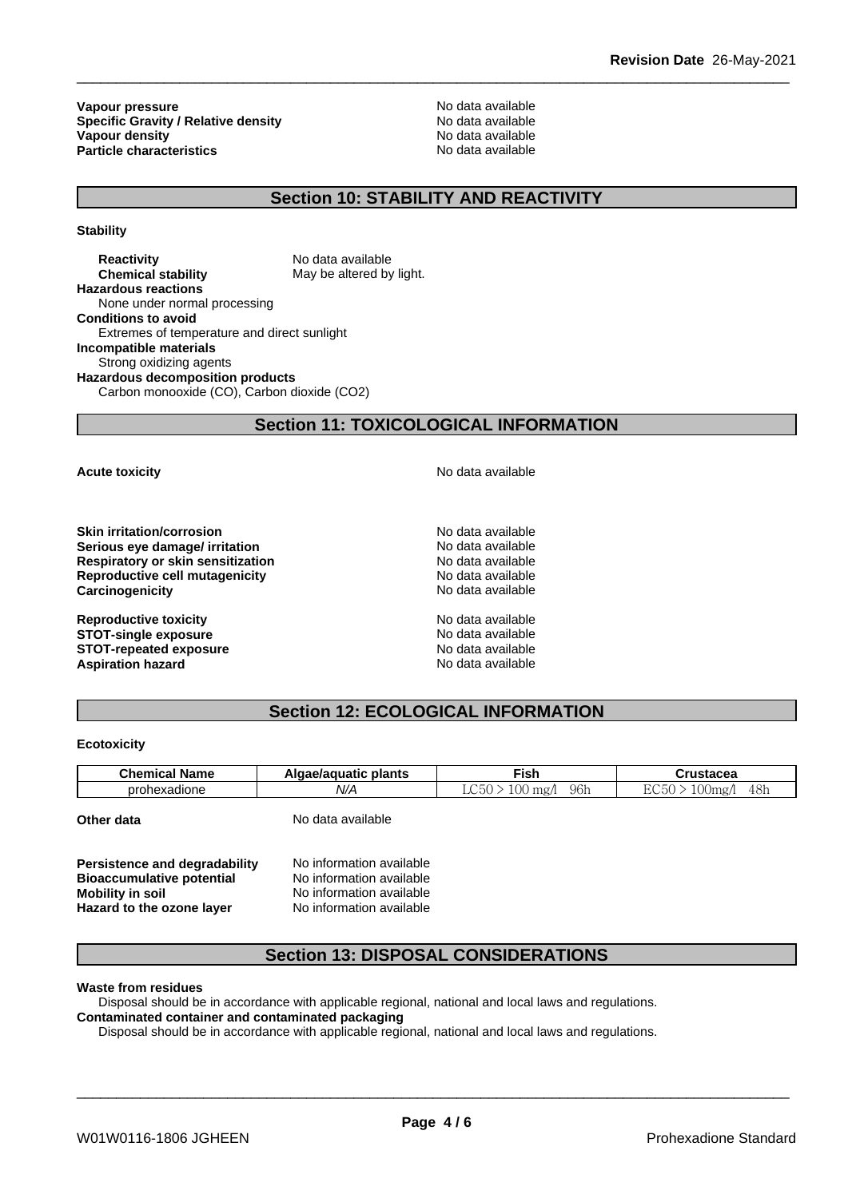**Vapour pressure** No data available
**Specific Gravity / Relative density** No data available
**Vapour density** No data available
**Particle characteristics** No data available

## Section 10: STABILITY AND REACTIVITY

**Stability**

**Reactivity** No data available
**Chemical stability** May be altered by light.

**Hazardous reactions**
None under normal processing

**Conditions to avoid**
Extremes of temperature and direct sunlight

**Incompatible materials**
Strong oxidizing agents

**Hazardous decomposition products**
Carbon monooxide (CO), Carbon dioxide ($CO_2$)

## Section 11: TOXICOLOGICAL INFORMATION

**Acute toxicity** No data available

**Skin irritation/corrosion** No data available
**Serious eye damage/ irritation** No data available
**Respiratory or skin sensitization** No data available
**Reproductive cell mutagenicity** No data available
**Carcinogenicity** No data available

**Reproductive toxicity** No data available
**STOT-single exposure** No data available
**STOT-repeated exposure** No data available
**Aspiration hazard** No data available

## Section 12: ECOLOGICAL INFORMATION

**Ecotoxicity**

| Chemical Name | Algae/aquatic plants | Fish | Crustacea |
|---|---|---|---|
| prohexadione | N/A | LC50 > 100 mg/l 96h | EC50 > 100mg/l 48h |

**Other data** No data available

**Persistence and degradability** No information available
**Bioaccumulative potential** No information available
**Mobility in soil** No information available
**Hazard to the ozone layer** No information available

## Section 13: DISPOSAL CONSIDERATIONS

**Waste from residues**
Disposal should be in accordance with applicable regional, national and local laws and regulations.

**Contaminated container and contaminated packaging**
Disposal should be in accordance with applicable regional, national and local laws and regulations.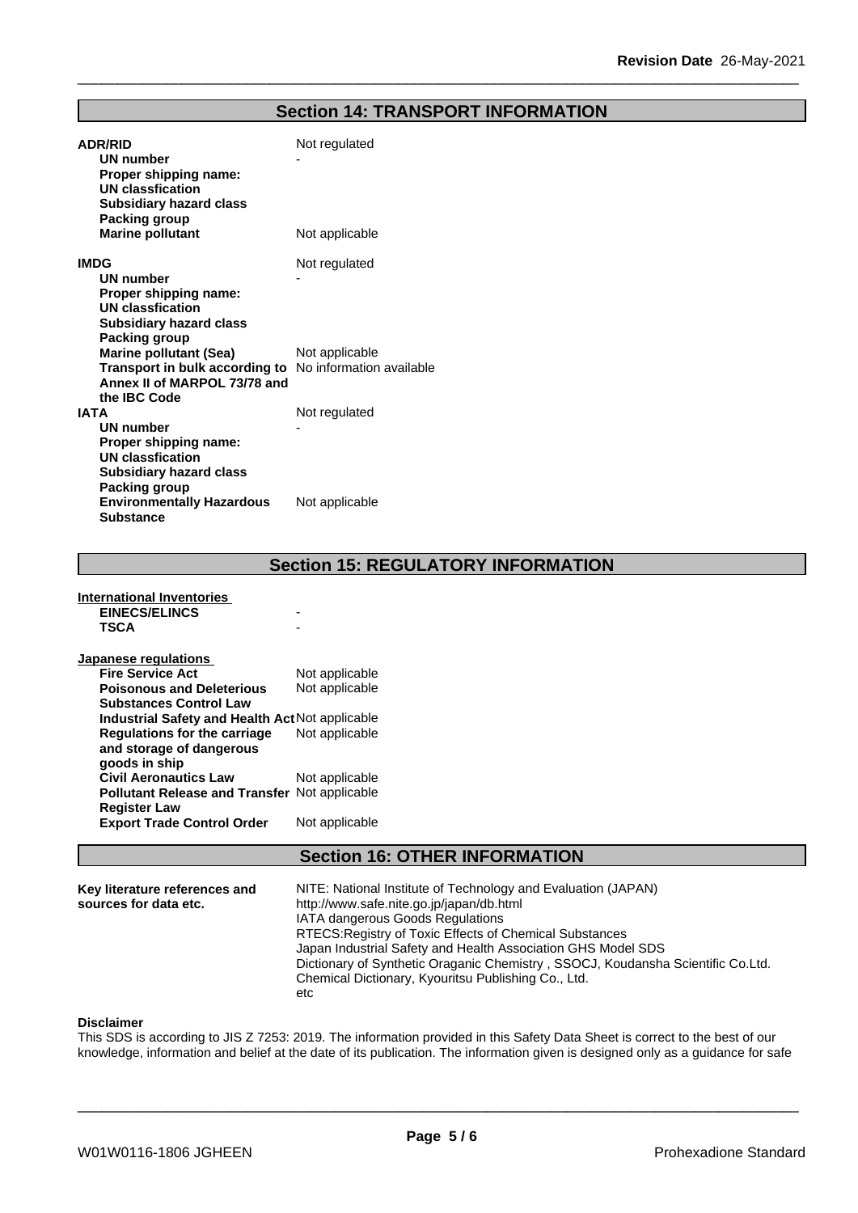## Section 14: TRANSPORT INFORMATION

| | |
|---|---|
| **ADR/RID** | Not regulated |
| **UN number** | - |
| **Proper shipping name:** | |
| **UN classfication** | |
| **Subsidiary hazard class** | |
| **Packing group** | |
| **Marine pollutant** | Not applicable |
| **IMDG** | Not regulated |
| **UN number** | - |
| **Proper shipping name:** | |
| **UN classfication** | |
| **Subsidiary hazard class** | |
| **Packing group** | |
| **Marine pollutant (Sea)** | Not applicable |
| **Transport in bulk according to Annex II of MARPOL 73/78 and the IBC Code** | No information available |
| **IATA** | Not regulated |
| **UN number** | - |
| **Proper shipping name:** | |
| **UN classfication** | |
| **Subsidiary hazard class** | |
| **Packing group** | |
| **Environmentally Hazardous Substance** | Not applicable |

## Section 15: REGULATORY INFORMATION

**International Inventories**

| | |
|---|---|
| **EINECS/ELINCS** | - |
| **TSCA** | - |

**Japanese regulations**

| | |
|---|---|
| **Fire Service Act** | Not applicable |
| **Poisonous and Deleterious Substances Control Law** | Not applicable |
| **Industrial Safety and Health Act** | Not applicable |
| **Regulations for the carriage and storage of dangerous goods in ship** | Not applicable |
| **Civil Aeronautics Law** | Not applicable |
| **Pollutant Release and Transfer Register Law** | Not applicable |
| **Export Trade Control Order** | Not applicable |

## Section 16: OTHER INFORMATION

**Key literature references and sources for data etc.**

NITE: National Institute of Technology and Evaluation (JAPAN)
http://www.safe.nite.go.jp/japan/db.html
IATA dangerous Goods Regulations
RTECS:Registry of Toxic Effects of Chemical Substances
Japan Industrial Safety and Health Association GHS Model SDS
Dictionary of Synthetic Oraganic Chemistry , SSOCJ, Koudansha Scientific Co.Ltd.
Chemical Dictionary, Kyouritsu Publishing Co., Ltd.
etc

**Disclaimer**

This SDS is according to JIS Z 7253: 2019. The information provided in this Safety Data Sheet is correct to the best of our knowledge, information and belief at the date of its publication. The information given is designed only as a guidance for safe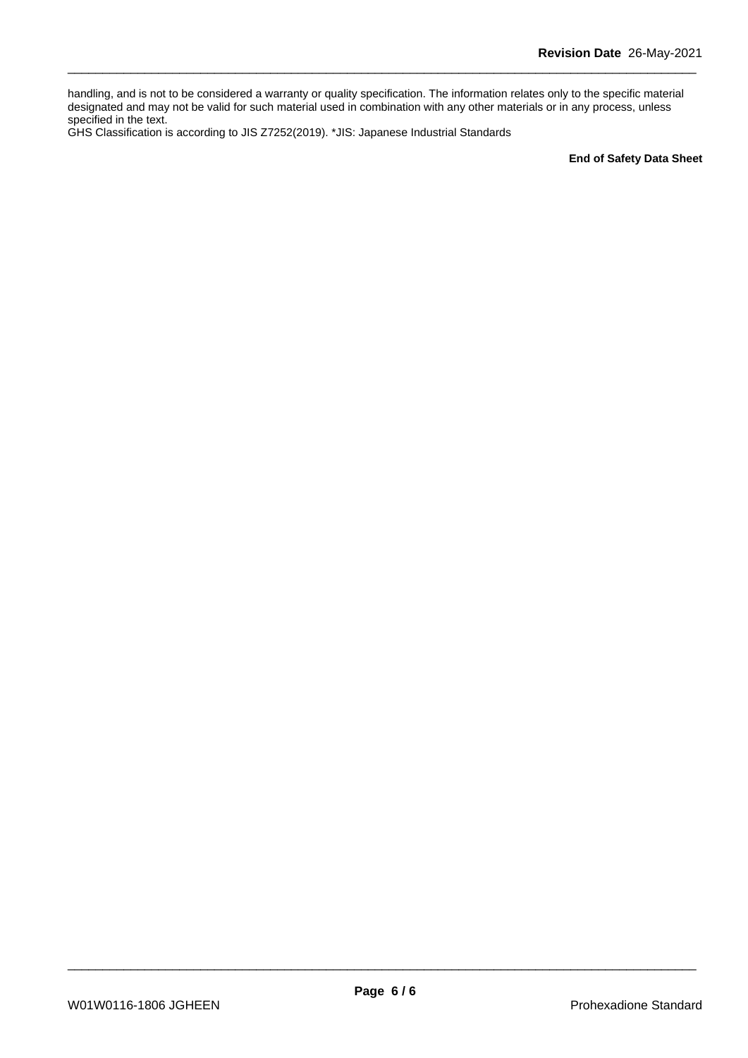handling, and is not to be considered a warranty or quality specification. The information relates only to the specific material designated and may not be valid for such material used in combination with any other materials or in any process, unless specified in the text.
GHS Classification is according to JIS Z7252(2019). *JIS: Japanese Industrial Standards

**End of Safety Data Sheet**